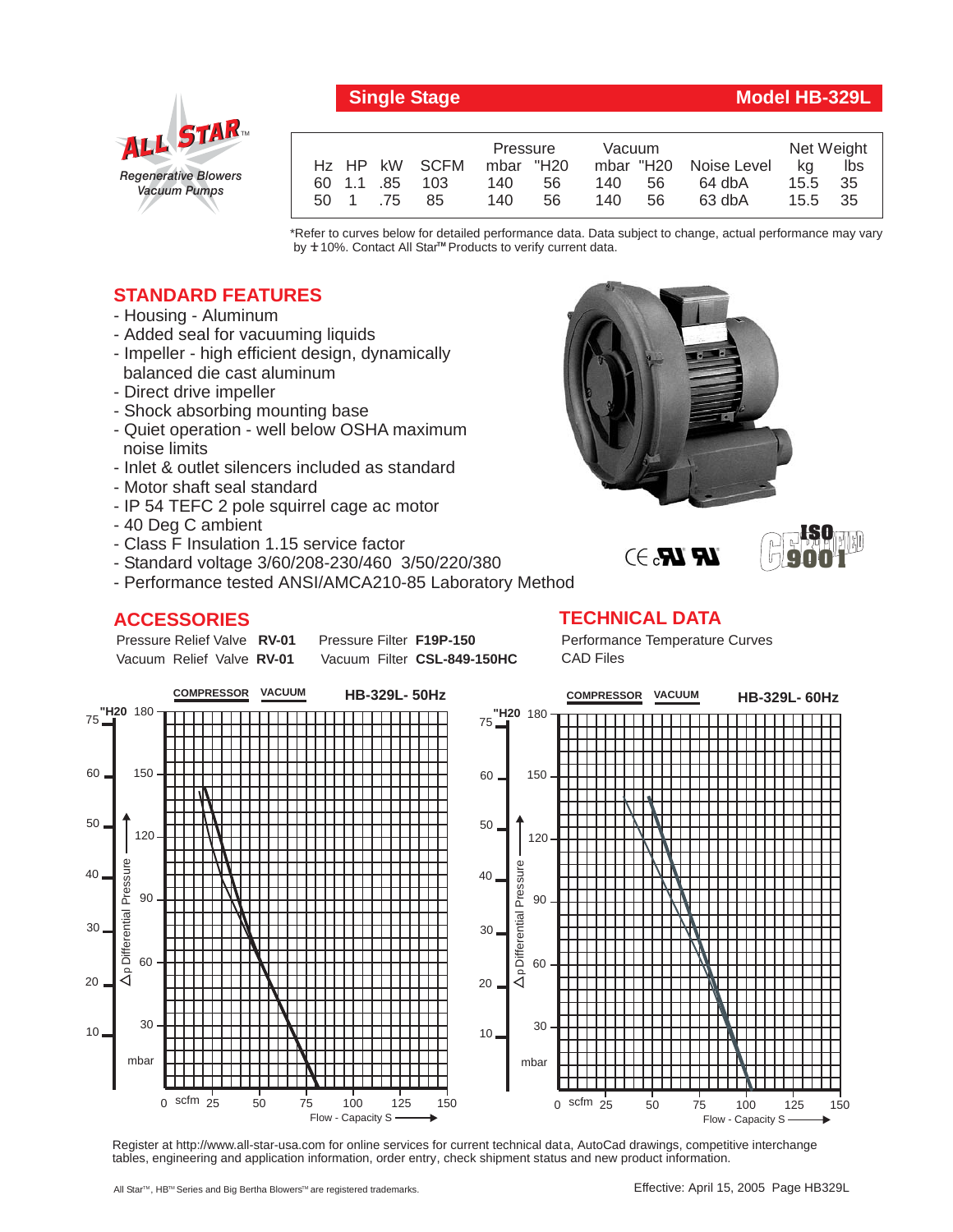# Single Stage — Model HB-329L

ALL STAR™
*Regenerative Blowers Vacuum Pumps*

| Hz | HP | kW | SCFM | Pressure mbar | Pressure "H20 | Vacuum mbar | Vacuum "H20 | Noise Level | Net Weight kg | Net Weight lbs |
|---|---|---|---|---|---|---|---|---|---|---|
| 60 | 1.1 | .85 | 103 | 140 | 56 | 140 | 56 | 64 dbA | 15.5 | 35 |
| 50 | 1 | .75 | 85 | 140 | 56 | 140 | 56 | 63 dbA | 15.5 | 35 |

*Refer to curves below for detailed performance data. Data subject to change, actual performance may vary by ± 10%. Contact All Star™ Products to verify current data.

## STANDARD FEATURES

- Housing - Aluminum
- Added seal for vacuuming liquids
- Impeller - high efficient design, dynamically balanced die cast aluminum
- Direct drive impeller
- Shock absorbing mounting base
- Quiet operation - well below OSHA maximum noise limits
- Inlet & outlet silencers included as standard
- Motor shaft seal standard
- IP 54 TEFC 2 pole squirrel cage ac motor
- 40 Deg C ambient
- Class F Insulation 1.15 service factor
- Standard voltage 3/60/208-230/460 3/50/220/380
- Performance tested ANSI/AMCA210-85 Laboratory Method

## ACCESSORIES

Pressure Relief Valve **RV-01** Pressure Filter **F19P-150**
Vacuum Relief Valve **RV-01** Vacuum Filter **CSL-849-150HC**

## TECHNICAL DATA

Performance Temperature Curves
CAD Files

Register at http://www.all-star-usa.com for online services for current technical data, AutoCad drawings, competitive interchange tables, engineering and application information, order entry, check shipment status and new product information.

All Star™, HB™ Series and Big Bertha Blowers™ are registered trademarks.

Effective: April 15, 2005 Page HB329L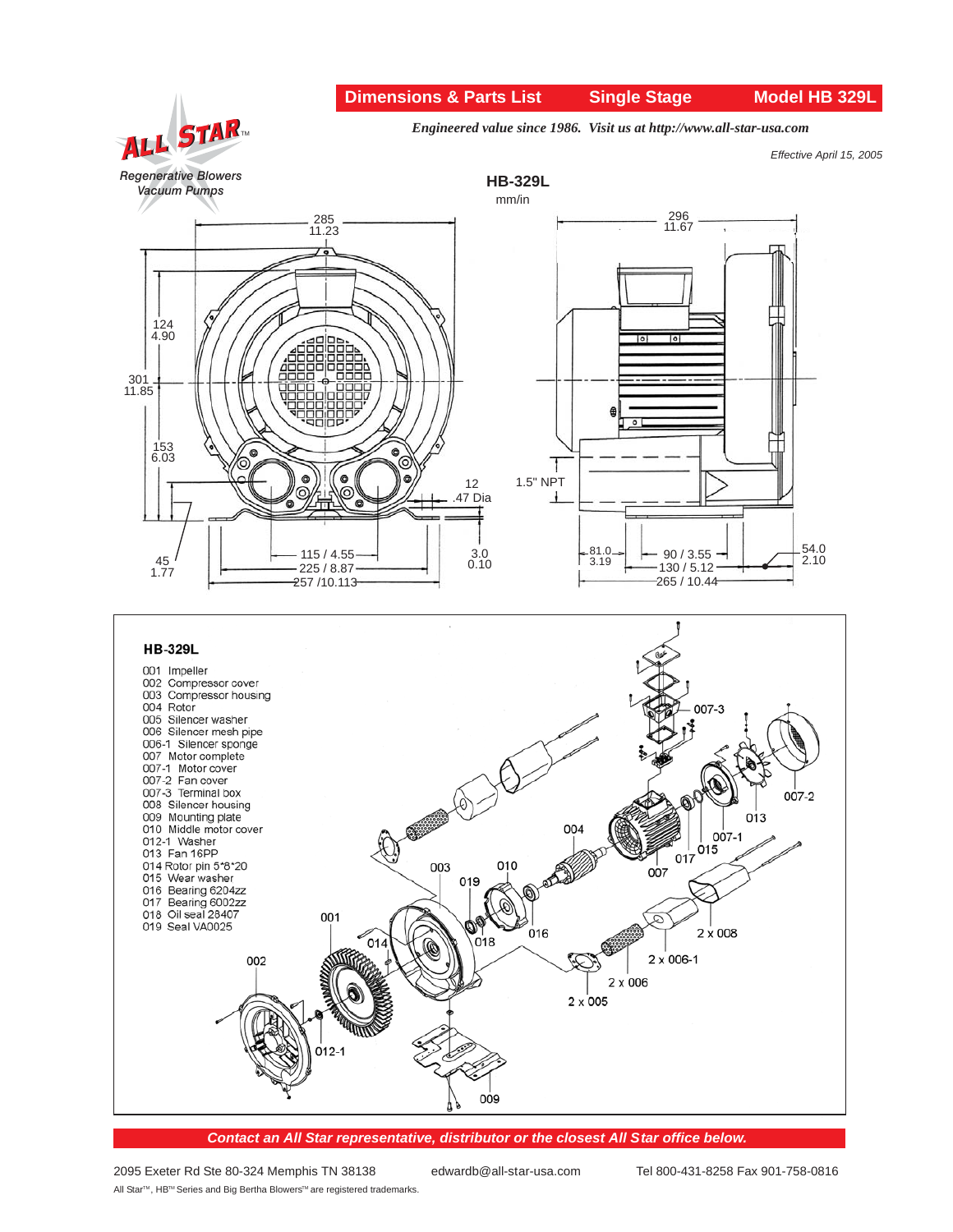**Dimensions & Parts List** **Single Stage** **Model HB 329L**

ALL STAR™
*Regenerative Blowers*
*Vacuum Pumps*

***Engineered value since 1986. Visit us at http://www.all-star-usa.com***

*Effective April 15, 2005*

## HB-329L

mm/in

285
11.23

124
4.90

301
11.85

153
6.03

45
1.77

115 / 4.55
225 / 8.87
257 /10.113

12
.47 Dia

3.0
0.10

296
11.67

1.5" NPT

81.0
3.19

90 / 3.55
130 / 5.12
265 / 10.44

54.0
2.10

### HB-329L

001 Impeller
002 Compressor cover
003 Compressor housing
004 Rotor
005 Silencer washer
006 Silencer mesh pipe
006-1 Silencer sponge
007 Motor complete
007-1 Motor cover
007-2 Fan cover
007-3 Terminal box
008 Silencer housing
009 Mounting plate
010 Middle motor cover
012-1 Washer
013 Fan 16PP
014 Rotor pin 5*8*20
015 Wear washer
016 Bearing 6204zz
017 Bearing 6002zz
018 Oil seal 28407
019 Seal VA0025

007-3
007-2
013
007-1
015
017
007
004
010
003
019
001
014
018
016
2 x 008
2 x 006-1
2 x 006
2 x 005
002
012-1
009

***Contact an All Star representative, distributor or the closest All Star office below.***

2095 Exeter Rd Ste 80-324 Memphis TN 38138 edwardb@all-star-usa.com Tel 800-431-8258 Fax 901-758-0816

All Star™, HB™ Series and Big Bertha Blowers™ are registered trademarks.